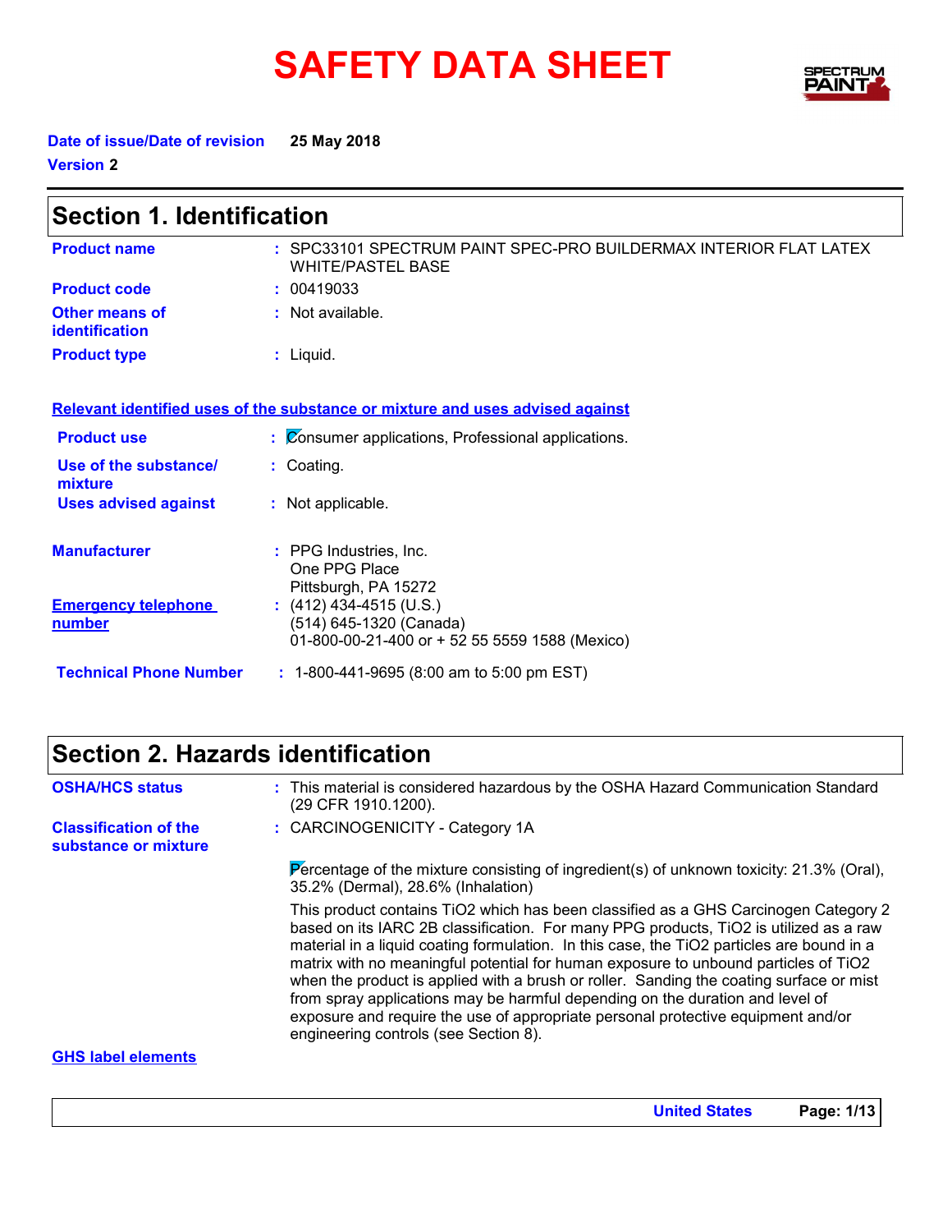# SAFETY DATA SHEET

**Date of issue/Date of revision** 25 May 2018

**Version** 2

## Section 1. Identification

| | |
|---|---|
| **Product name** | : SPC33101 SPECTRUM PAINT SPEC-PRO BUILDERMAX INTERIOR FLAT LATEX WHITE/PASTEL BASE |
| **Product code** | : 00419033 |
| **Other means of identification** | : Not available. |
| **Product type** | : Liquid. |

**Relevant identified uses of the substance or mixture and uses advised against**

| | |
|---|---|
| **Product use** | : Consumer applications, Professional applications. |
| **Use of the substance/ mixture** | : Coating. |
| **Uses advised against** | : Not applicable. |

| | |
|---|---|
| **Manufacturer** | : PPG Industries, Inc.<br>One PPG Place<br>Pittsburgh, PA 15272 |
| **Emergency telephone number** | : (412) 434-4515 (U.S.)<br>(514) 645-1320 (Canada)<br>01-800-00-21-400 or + 52 55 5559 1588 (Mexico) |
| **Technical Phone Number** | : 1-800-441-9695 (8:00 am to 5:00 pm EST) |

## Section 2. Hazards identification

| | |
|---|---|
| **OSHA/HCS status** | : This material is considered hazardous by the OSHA Hazard Communication Standard (29 CFR 1910.1200). |
| **Classification of the substance or mixture** | : CARCINOGENICITY - Category 1A |

Percentage of the mixture consisting of ingredient(s) of unknown toxicity: 21.3% (Oral), 35.2% (Dermal), 28.6% (Inhalation)

This product contains $TiO_2$ which has been classified as a GHS Carcinogen Category 2 based on its IARC 2B classification. For many PPG products, $TiO_2$ is utilized as a raw material in a liquid coating formulation. In this case, the $TiO_2$ particles are bound in a matrix with no meaningful potential for human exposure to unbound particles of $TiO_2$ when the product is applied with a brush or roller. Sanding the coating surface or mist from spray applications may be harmful depending on the duration and level of exposure and require the use of appropriate personal protective equipment and/or engineering controls (see Section 8).

**GHS label elements**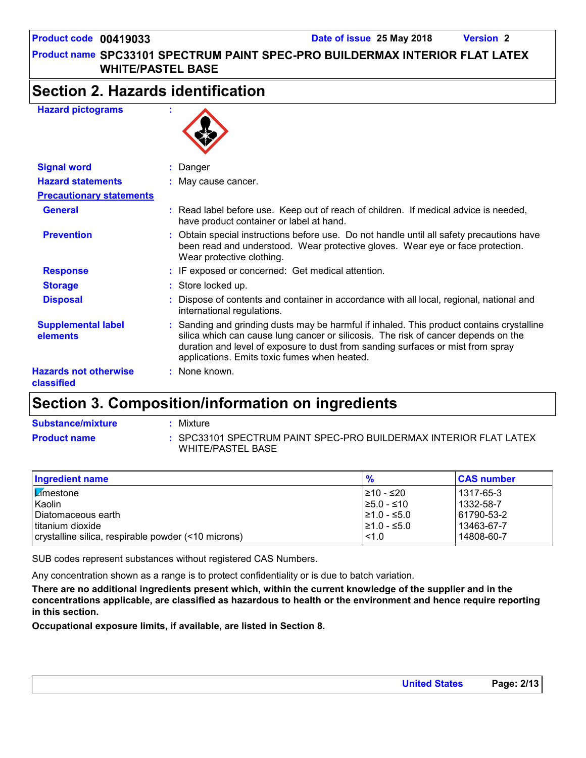## Section 2. Hazards identification

**Hazard pictograms** :

**Signal word** : Danger

**Hazard statements** : May cause cancer.

**Precautionary statements**

**General** : Read label before use. Keep out of reach of children. If medical advice is needed, have product container or label at hand.

**Prevention** : Obtain special instructions before use. Do not handle until all safety precautions have been read and understood. Wear protective gloves. Wear eye or face protection. Wear protective clothing.

**Response** : IF exposed or concerned: Get medical attention.

**Storage** : Store locked up.

**Disposal** : Dispose of contents and container in accordance with all local, regional, national and international regulations.

**Supplemental label elements** : Sanding and grinding dusts may be harmful if inhaled. This product contains crystalline silica which can cause lung cancer or silicosis. The risk of cancer depends on the duration and level of exposure to dust from sanding surfaces or mist from spray applications. Emits toxic fumes when heated.

**Hazards not otherwise classified** : None known.

## Section 3. Composition/information on ingredients

**Substance/mixture** : Mixture

**Product name** : SPC33101 SPECTRUM PAINT SPEC-PRO BUILDERMAX INTERIOR FLAT LATEX WHITE/PASTEL BASE

| Ingredient name | % | CAS number |
|---|---|---|
| Limestone | ≥10 - ≤20 | 1317-65-3 |
| Kaolin | ≥5.0 - ≤10 | 1332-58-7 |
| Diatomaceous earth | ≥1.0 - ≤5.0 | 61790-53-2 |
| titanium dioxide | ≥1.0 - ≤5.0 | 13463-67-7 |
| crystalline silica, respirable powder (<10 microns) | <1.0 | 14808-60-7 |

SUB codes represent substances without registered CAS Numbers.

Any concentration shown as a range is to protect confidentiality or is due to batch variation.

**There are no additional ingredients present which, within the current knowledge of the supplier and in the concentrations applicable, are classified as hazardous to health or the environment and hence require reporting in this section.**

**Occupational exposure limits, if available, are listed in Section 8.**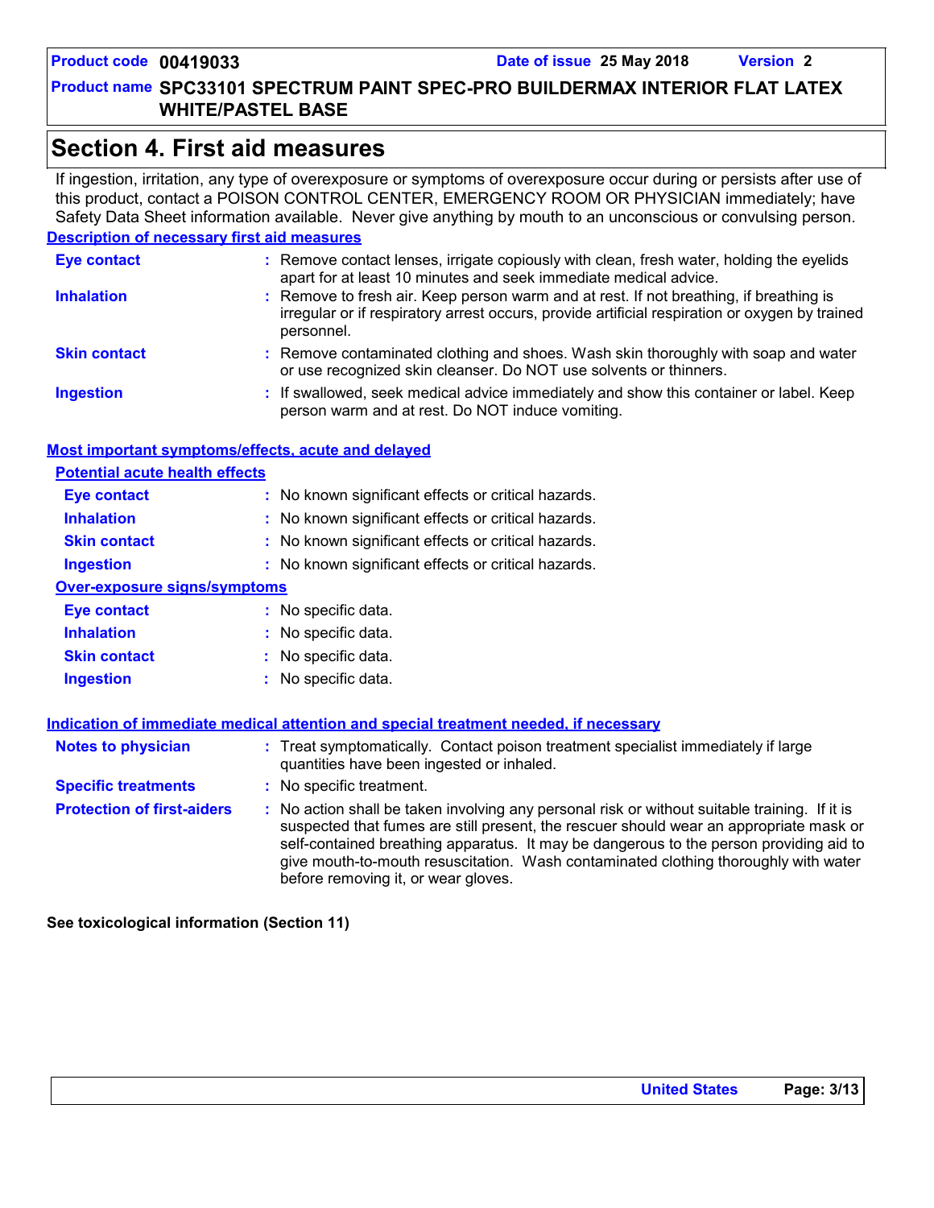# Section 4. First aid measures

If ingestion, irritation, any type of overexposure or symptoms of overexposure occur during or persists after use of this product, contact a POISON CONTROL CENTER, EMERGENCY ROOM OR PHYSICIAN immediately; have Safety Data Sheet information available. Never give anything by mouth to an unconscious or convulsing person.

## Description of necessary first aid measures

**Eye contact** : Remove contact lenses, irrigate copiously with clean, fresh water, holding the eyelids apart for at least 10 minutes and seek immediate medical advice.

**Inhalation** : Remove to fresh air. Keep person warm and at rest. If not breathing, if breathing is irregular or if respiratory arrest occurs, provide artificial respiration or oxygen by trained personnel.

**Skin contact** : Remove contaminated clothing and shoes. Wash skin thoroughly with soap and water or use recognized skin cleanser. Do NOT use solvents or thinners.

**Ingestion** : If swallowed, seek medical advice immediately and show this container or label. Keep person warm and at rest. Do NOT induce vomiting.

## Most important symptoms/effects, acute and delayed

### Potential acute health effects

**Eye contact** : No known significant effects or critical hazards.

**Inhalation** : No known significant effects or critical hazards.

**Skin contact** : No known significant effects or critical hazards.

**Ingestion** : No known significant effects or critical hazards.

### Over-exposure signs/symptoms

**Eye contact** : No specific data.

**Inhalation** : No specific data.

**Skin contact** : No specific data.

**Ingestion** : No specific data.

## Indication of immediate medical attention and special treatment needed, if necessary

**Notes to physician** : Treat symptomatically. Contact poison treatment specialist immediately if large quantities have been ingested or inhaled.

**Specific treatments** : No specific treatment.

**Protection of first-aiders** : No action shall be taken involving any personal risk or without suitable training. If it is suspected that fumes are still present, the rescuer should wear an appropriate mask or self-contained breathing apparatus. It may be dangerous to the person providing aid to give mouth-to-mouth resuscitation. Wash contaminated clothing thoroughly with water before removing it, or wear gloves.

**See toxicological information (Section 11)**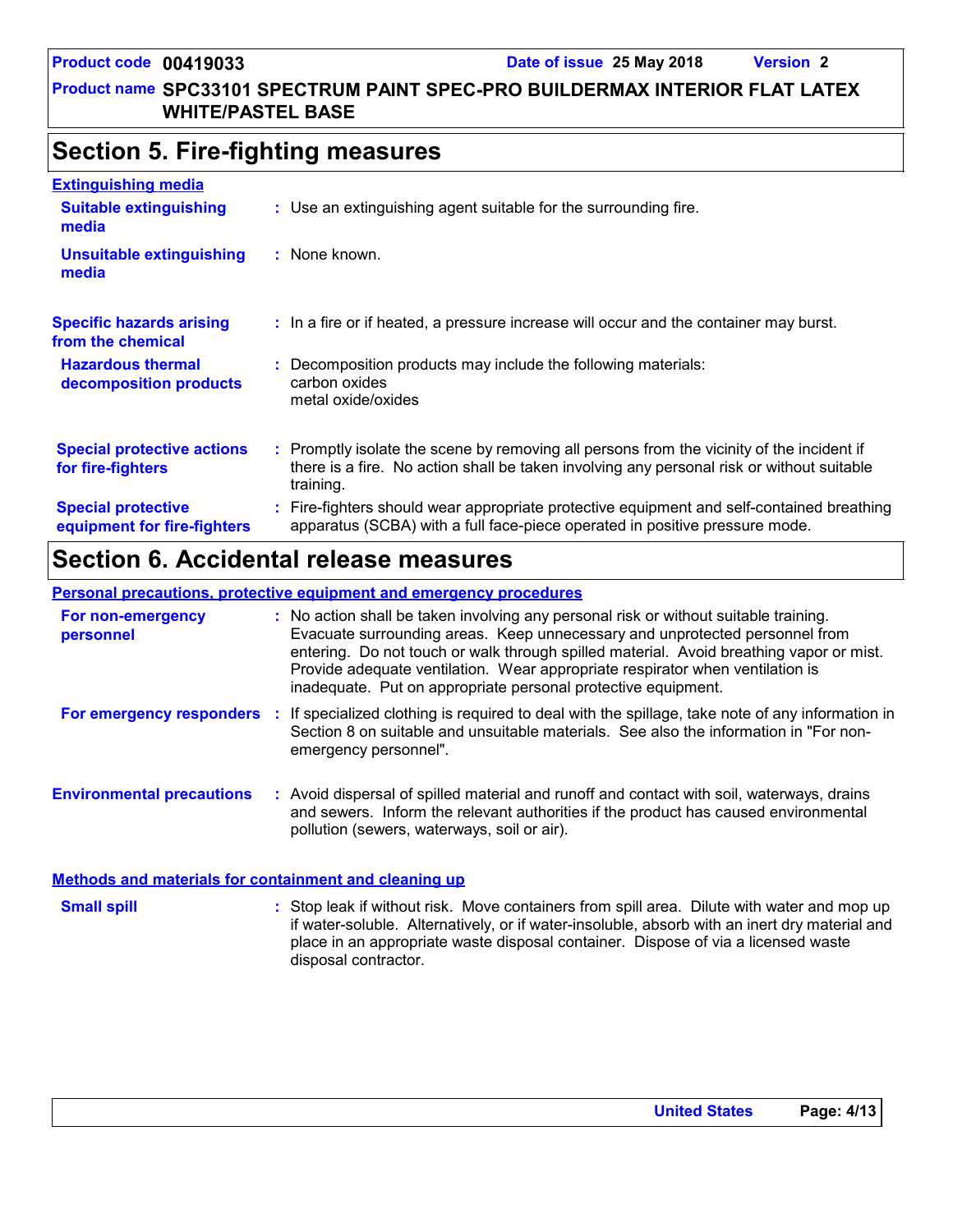## Section 5. Fire-fighting measures

### Extinguishing media

**Suitable extinguishing media** : Use an extinguishing agent suitable for the surrounding fire.

**Unsuitable extinguishing media** : None known.

**Specific hazards arising from the chemical** : In a fire or if heated, a pressure increase will occur and the container may burst.

**Hazardous thermal decomposition products** : Decomposition products may include the following materials:
carbon oxides
metal oxide/oxides

**Special protective actions for fire-fighters** : Promptly isolate the scene by removing all persons from the vicinity of the incident if there is a fire. No action shall be taken involving any personal risk or without suitable training.

**Special protective equipment for fire-fighters** : Fire-fighters should wear appropriate protective equipment and self-contained breathing apparatus (SCBA) with a full face-piece operated in positive pressure mode.

## Section 6. Accidental release measures

### Personal precautions, protective equipment and emergency procedures

**For non-emergency personnel** : No action shall be taken involving any personal risk or without suitable training. Evacuate surrounding areas. Keep unnecessary and unprotected personnel from entering. Do not touch or walk through spilled material. Avoid breathing vapor or mist. Provide adequate ventilation. Wear appropriate respirator when ventilation is inadequate. Put on appropriate personal protective equipment.

**For emergency responders** : If specialized clothing is required to deal with the spillage, take note of any information in Section 8 on suitable and unsuitable materials. See also the information in "For non-emergency personnel".

**Environmental precautions** : Avoid dispersal of spilled material and runoff and contact with soil, waterways, drains and sewers. Inform the relevant authorities if the product has caused environmental pollution (sewers, waterways, soil or air).

### Methods and materials for containment and cleaning up

**Small spill** : Stop leak if without risk. Move containers from spill area. Dilute with water and mop up if water-soluble. Alternatively, or if water-insoluble, absorb with an inert dry material and place in an appropriate waste disposal container. Dispose of via a licensed waste disposal contractor.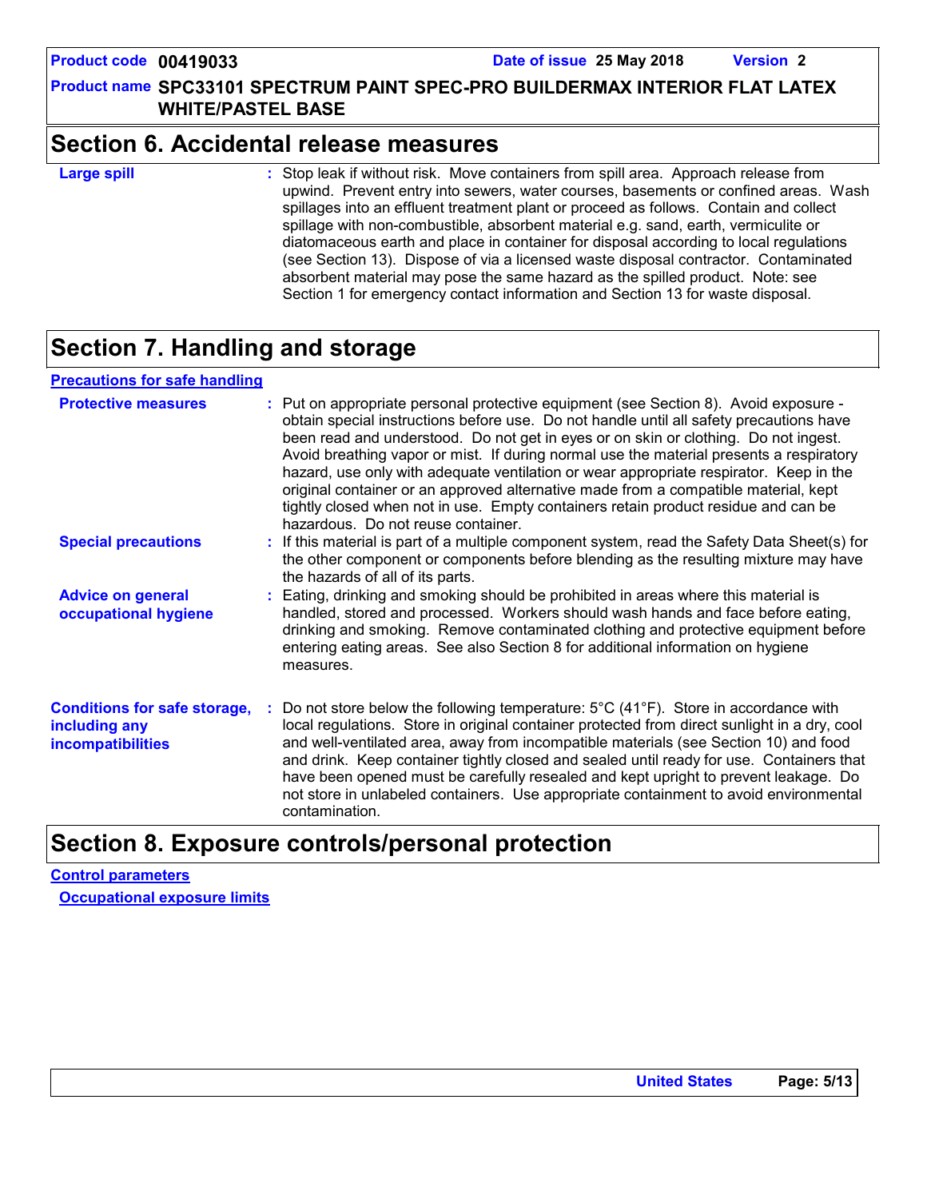## Section 6. Accidental release measures

**Large spill** : Stop leak if without risk. Move containers from spill area. Approach release from upwind. Prevent entry into sewers, water courses, basements or confined areas. Wash spillages into an effluent treatment plant or proceed as follows. Contain and collect spillage with non-combustible, absorbent material e.g. sand, earth, vermiculite or diatomaceous earth and place in container for disposal according to local regulations (see Section 13). Dispose of via a licensed waste disposal contractor. Contaminated absorbent material may pose the same hazard as the spilled product. Note: see Section 1 for emergency contact information and Section 13 for waste disposal.

## Section 7. Handling and storage

### Precautions for safe handling

**Protective measures** : Put on appropriate personal protective equipment (see Section 8). Avoid exposure - obtain special instructions before use. Do not handle until all safety precautions have been read and understood. Do not get in eyes or on skin or clothing. Do not ingest. Avoid breathing vapor or mist. If during normal use the material presents a respiratory hazard, use only with adequate ventilation or wear appropriate respirator. Keep in the original container or an approved alternative made from a compatible material, kept tightly closed when not in use. Empty containers retain product residue and can be hazardous. Do not reuse container.

**Special precautions** : If this material is part of a multiple component system, read the Safety Data Sheet(s) for the other component or components before blending as the resulting mixture may have the hazards of all of its parts.

**Advice on general occupational hygiene** : Eating, drinking and smoking should be prohibited in areas where this material is handled, stored and processed. Workers should wash hands and face before eating, drinking and smoking. Remove contaminated clothing and protective equipment before entering eating areas. See also Section 8 for additional information on hygiene measures.

**Conditions for safe storage, including any incompatibilities** : Do not store below the following temperature: 5°C (41°F). Store in accordance with local regulations. Store in original container protected from direct sunlight in a dry, cool and well-ventilated area, away from incompatible materials (see Section 10) and food and drink. Keep container tightly closed and sealed until ready for use. Containers that have been opened must be carefully resealed and kept upright to prevent leakage. Do not store in unlabeled containers. Use appropriate containment to avoid environmental contamination.

## Section 8. Exposure controls/personal protection

### Control parameters

#### Occupational exposure limits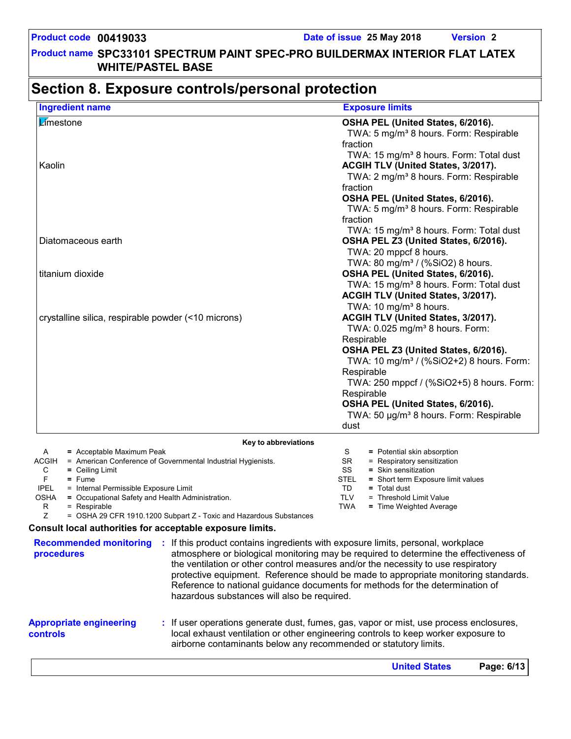Product code 00419033 | Date of issue 25 May 2018 | Version 2

Product name SPC33101 SPECTRUM PAINT SPEC-PRO BUILDERMAX INTERIOR FLAT LATEX WHITE/PASTEL BASE

# Section 8. Exposure controls/personal protection

| Ingredient name | Exposure limits |
|---|---|
| Limestone | **OSHA PEL (United States, 6/2016).**<br>TWA: 5 mg/m³ 8 hours. Form: Respirable fraction<br>TWA: 15 mg/m³ 8 hours. Form: Total dust |
| Kaolin | **ACGIH TLV (United States, 3/2017).**<br>TWA: 2 mg/m³ 8 hours. Form: Respirable fraction<br>**OSHA PEL (United States, 6/2016).**<br>TWA: 5 mg/m³ 8 hours. Form: Respirable fraction<br>TWA: 15 mg/m³ 8 hours. Form: Total dust |
| Diatomaceous earth | **OSHA PEL Z3 (United States, 6/2016).**<br>TWA: 20 mppcf 8 hours.<br>TWA: 80 mg/m³ / (%SiO2) 8 hours. |
| titanium dioxide | **OSHA PEL (United States, 6/2016).**<br>TWA: 15 mg/m³ 8 hours. Form: Total dust<br>**ACGIH TLV (United States, 3/2017).**<br>TWA: 10 mg/m³ 8 hours. |
| crystalline silica, respirable powder (<10 microns) | **ACGIH TLV (United States, 3/2017).**<br>TWA: 0.025 mg/m³ 8 hours. Form: Respirable<br>**OSHA PEL Z3 (United States, 6/2016).**<br>TWA: 10 mg/m³ / (%SiO2+2) 8 hours. Form: Respirable<br>TWA: 250 mppcf / (%SiO2+5) 8 hours. Form: Respirable<br>**OSHA PEL (United States, 6/2016).**<br>TWA: 50 µg/m³ 8 hours. Form: Respirable dust |

**Key to abbreviations**

| | | | |
|---|---|---|---|
| A | = Acceptable Maximum Peak | S | = Potential skin absorption |
| ACGIH | = American Conference of Governmental Industrial Hygienists. | SR | = Respiratory sensitization |
| C | = Ceiling Limit | SS | = Skin sensitization |
| F | = Fume | STEL | = Short term Exposure limit values |
| IPEL | = Internal Permissible Exposure Limit | TD | = Total dust |
| OSHA | = Occupational Safety and Health Administration. | TLV | = Threshold Limit Value |
| R | = Respirable | TWA | = Time Weighted Average |
| Z | = OSHA 29 CFR 1910.1200 Subpart Z - Toxic and Hazardous Substances | | |

**Consult local authorities for acceptable exposure limits.**

**Recommended monitoring procedures** : If this product contains ingredients with exposure limits, personal, workplace atmosphere or biological monitoring may be required to determine the effectiveness of the ventilation or other control measures and/or the necessity to use respiratory protective equipment. Reference should be made to appropriate monitoring standards. Reference to national guidance documents for methods for the determination of hazardous substances will also be required.

**Appropriate engineering controls** : If user operations generate dust, fumes, gas, vapor or mist, use process enclosures, local exhaust ventilation or other engineering controls to keep worker exposure to airborne contaminants below any recommended or statutory limits.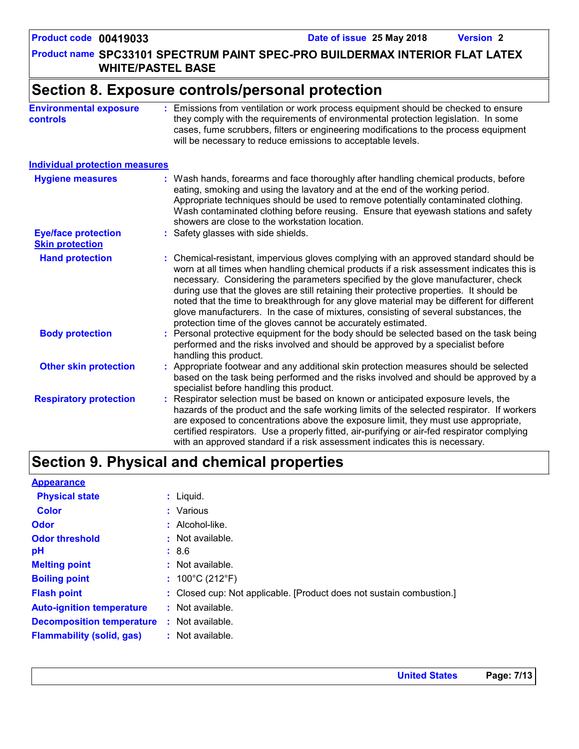## Section 8. Exposure controls/personal protection

**Environmental exposure controls** : Emissions from ventilation or work process equipment should be checked to ensure they comply with the requirements of environmental protection legislation. In some cases, fume scrubbers, filters or engineering modifications to the process equipment will be necessary to reduce emissions to acceptable levels.

### Individual protection measures

**Hygiene measures** : Wash hands, forearms and face thoroughly after handling chemical products, before eating, smoking and using the lavatory and at the end of the working period. Appropriate techniques should be used to remove potentially contaminated clothing. Wash contaminated clothing before reusing. Ensure that eyewash stations and safety showers are close to the workstation location.

**Eye/face protection** : Safety glasses with side shields.

**Skin protection**

**Hand protection** : Chemical-resistant, impervious gloves complying with an approved standard should be worn at all times when handling chemical products if a risk assessment indicates this is necessary. Considering the parameters specified by the glove manufacturer, check during use that the gloves are still retaining their protective properties. It should be noted that the time to breakthrough for any glove material may be different for different glove manufacturers. In the case of mixtures, consisting of several substances, the protection time of the gloves cannot be accurately estimated.

**Body protection** : Personal protective equipment for the body should be selected based on the task being performed and the risks involved and should be approved by a specialist before handling this product.

**Other skin protection** : Appropriate footwear and any additional skin protection measures should be selected based on the task being performed and the risks involved and should be approved by a specialist before handling this product.

**Respiratory protection** : Respirator selection must be based on known or anticipated exposure levels, the hazards of the product and the safe working limits of the selected respirator. If workers are exposed to concentrations above the exposure limit, they must use appropriate, certified respirators. Use a properly fitted, air-purifying or air-fed respirator complying with an approved standard if a risk assessment indicates this is necessary.

## Section 9. Physical and chemical properties

### Appearance

**Physical state** : Liquid.

**Color** : Various

**Odor** : Alcohol-like.

**Odor threshold** : Not available.

**pH** : 8.6

**Melting point** : Not available.

**Boiling point** : 100°C (212°F)

**Flash point** : Closed cup: Not applicable. [Product does not sustain combustion.]

**Auto-ignition temperature** : Not available.

**Decomposition temperature** : Not available.

**Flammability (solid, gas)** : Not available.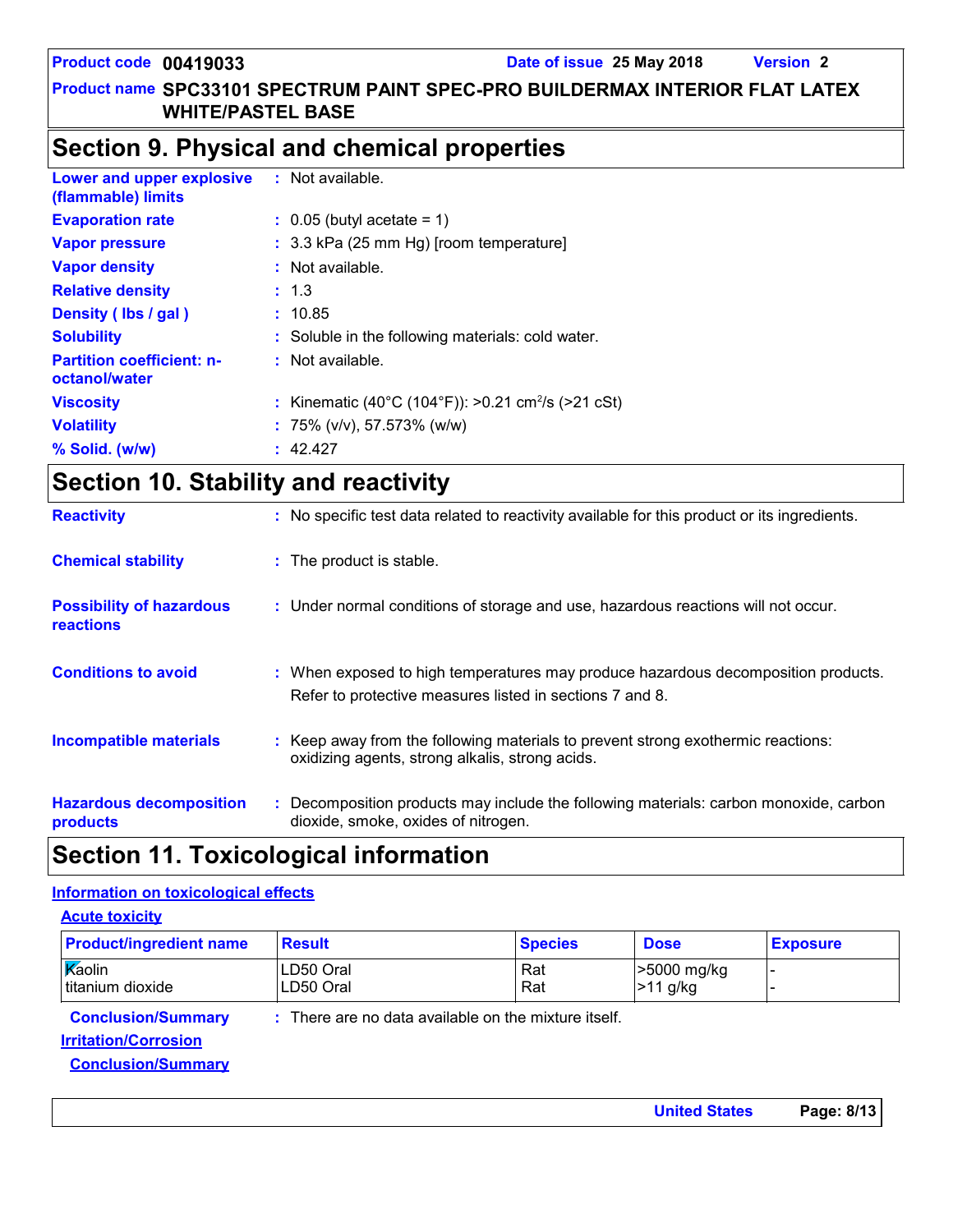## Section 9. Physical and chemical properties

| | |
|---|---|
| **Lower and upper explosive (flammable) limits** | : Not available. |
| **Evaporation rate** | : 0.05 (butyl acetate = 1) |
| **Vapor pressure** | : 3.3 kPa (25 mm Hg) [room temperature] |
| **Vapor density** | : Not available. |
| **Relative density** | : 1.3 |
| **Density ( lbs / gal )** | : 10.85 |
| **Solubility** | : Soluble in the following materials: cold water. |
| **Partition coefficient: n-octanol/water** | : Not available. |
| **Viscosity** | : Kinematic (40°C (104°F)): >0.21 $cm^2/s$ (>21 cSt) |
| **Volatility** | : 75% (v/v), 57.573% (w/w) |
| **% Solid. (w/w)** | : 42.427 |

## Section 10. Stability and reactivity

**Reactivity** : No specific test data related to reactivity available for this product or its ingredients.

**Chemical stability** : The product is stable.

**Possibility of hazardous reactions** : Under normal conditions of storage and use, hazardous reactions will not occur.

**Conditions to avoid** : When exposed to high temperatures may produce hazardous decomposition products. Refer to protective measures listed in sections 7 and 8.

**Incompatible materials** : Keep away from the following materials to prevent strong exothermic reactions: oxidizing agents, strong alkalis, strong acids.

**Hazardous decomposition products** : Decomposition products may include the following materials: carbon monoxide, carbon dioxide, smoke, oxides of nitrogen.

## Section 11. Toxicological information

### Information on toxicological effects

#### Acute toxicity

| Product/ingredient name | Result | Species | Dose | Exposure |
|---|---|---|---|---|
| Kaolin | LD50 Oral | Rat | >5000 mg/kg | - |
| titanium dioxide | LD50 Oral | Rat | >11 g/kg | - |

**Conclusion/Summary** : There are no data available on the mixture itself.

#### Irritation/Corrosion

**Conclusion/Summary**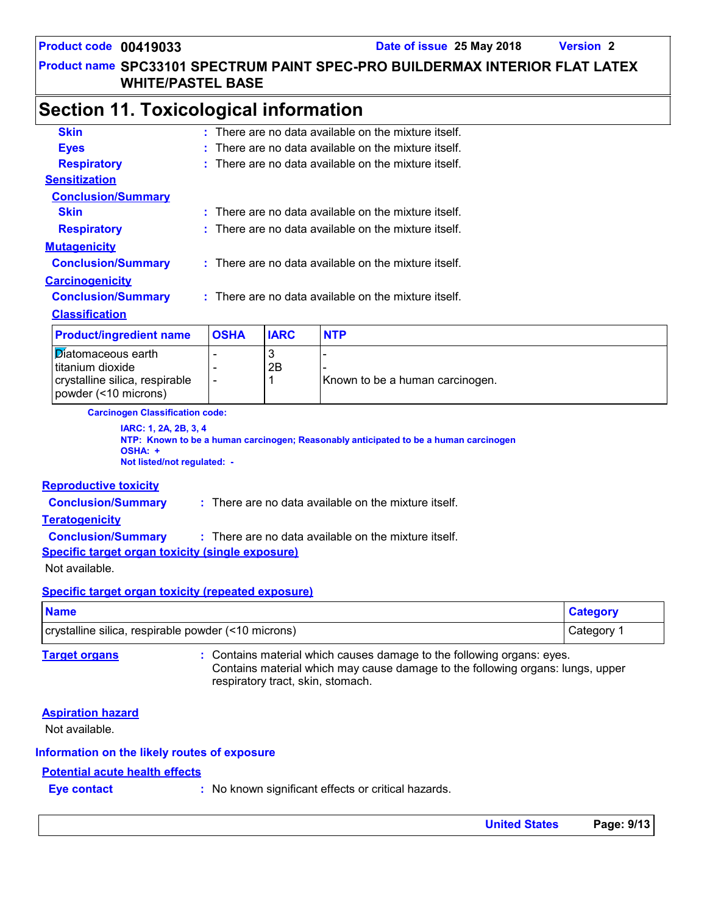## Section 11. Toxicological information

**Skin** : There are no data available on the mixture itself.

**Eyes** : There are no data available on the mixture itself.

**Respiratory** : There are no data available on the mixture itself.

**Sensitization**

**Conclusion/Summary**

**Skin** : There are no data available on the mixture itself.

**Respiratory** : There are no data available on the mixture itself.

**Mutagenicity**

**Conclusion/Summary** : There are no data available on the mixture itself.

**Carcinogenicity**

**Conclusion/Summary** : There are no data available on the mixture itself.

**Classification**

| Product/ingredient name | OSHA | IARC | NTP |
| --- | --- | --- | --- |
| Diatomaceous earth | - | 3 | - |
| titanium dioxide | - | 2B | - |
| crystalline silica, respirable powder (<10 microns) | - | 1 | Known to be a human carcinogen. |

**Carcinogen Classification code:**

**IARC: 1, 2A, 2B, 3, 4**
**NTP: Known to be a human carcinogen; Reasonably anticipated to be a human carcinogen**
**OSHA: +**
**Not listed/not regulated: -**

**Reproductive toxicity**

**Conclusion/Summary** : There are no data available on the mixture itself.

**Teratogenicity**

**Conclusion/Summary** : There are no data available on the mixture itself.

**Specific target organ toxicity (single exposure)**

Not available.

**Specific target organ toxicity (repeated exposure)**

| Name | Category |
| --- | --- |
| crystalline silica, respirable powder (<10 microns) | Category 1 |

**Target organs** : Contains material which causes damage to the following organs: eyes. Contains material which may cause damage to the following organs: lungs, upper respiratory tract, skin, stomach.

**Aspiration hazard**

Not available.

### Information on the likely routes of exposure

**Potential acute health effects**

**Eye contact** : No known significant effects or critical hazards.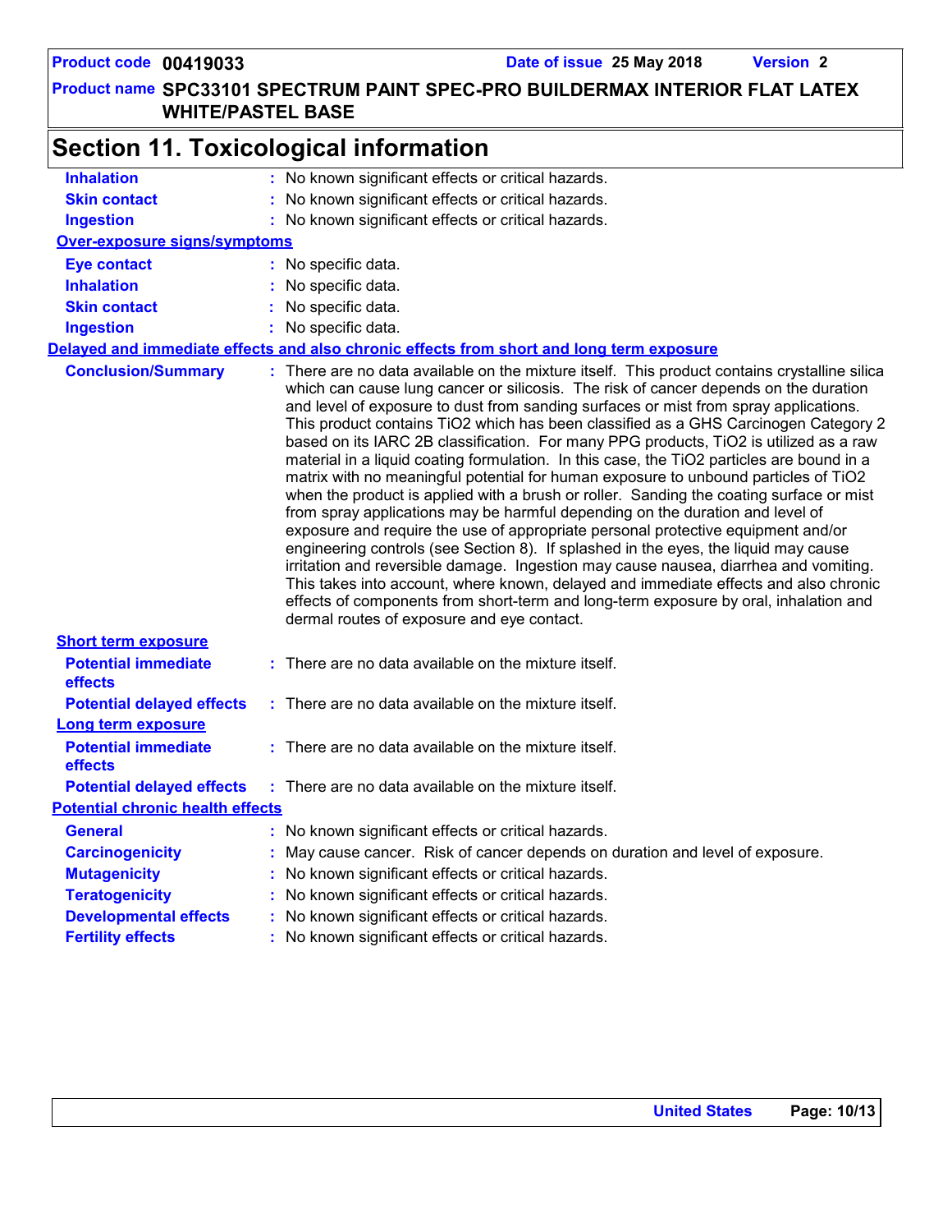## Section 11. Toxicological information

**Inhalation** : No known significant effects or critical hazards.

**Skin contact** : No known significant effects or critical hazards.

**Ingestion** : No known significant effects or critical hazards.

**Over-exposure signs/symptoms**

**Eye contact** : No specific data.

**Inhalation** : No specific data.

**Skin contact** : No specific data.

**Ingestion** : No specific data.

**Delayed and immediate effects and also chronic effects from short and long term exposure**

**Conclusion/Summary** : There are no data available on the mixture itself. This product contains crystalline silica which can cause lung cancer or silicosis. The risk of cancer depends on the duration and level of exposure to dust from sanding surfaces or mist from spray applications. This product contains TiO2 which has been classified as a GHS Carcinogen Category 2 based on its IARC 2B classification. For many PPG products, TiO2 is utilized as a raw material in a liquid coating formulation. In this case, the TiO2 particles are bound in a matrix with no meaningful potential for human exposure to unbound particles of TiO2 when the product is applied with a brush or roller. Sanding the coating surface or mist from spray applications may be harmful depending on the duration and level of exposure and require the use of appropriate personal protective equipment and/or engineering controls (see Section 8). If splashed in the eyes, the liquid may cause irritation and reversible damage. Ingestion may cause nausea, diarrhea and vomiting. This takes into account, where known, delayed and immediate effects and also chronic effects of components from short-term and long-term exposure by oral, inhalation and dermal routes of exposure and eye contact.

**Short term exposure**

**Potential immediate effects** : There are no data available on the mixture itself.

**Potential delayed effects** : There are no data available on the mixture itself.

**Long term exposure**

**Potential immediate effects** : There are no data available on the mixture itself.

**Potential delayed effects** : There are no data available on the mixture itself.

**Potential chronic health effects**

**General** : No known significant effects or critical hazards.

**Carcinogenicity** : May cause cancer. Risk of cancer depends on duration and level of exposure.

**Mutagenicity** : No known significant effects or critical hazards.

**Teratogenicity** : No known significant effects or critical hazards.

**Developmental effects** : No known significant effects or critical hazards.

**Fertility effects** : No known significant effects or critical hazards.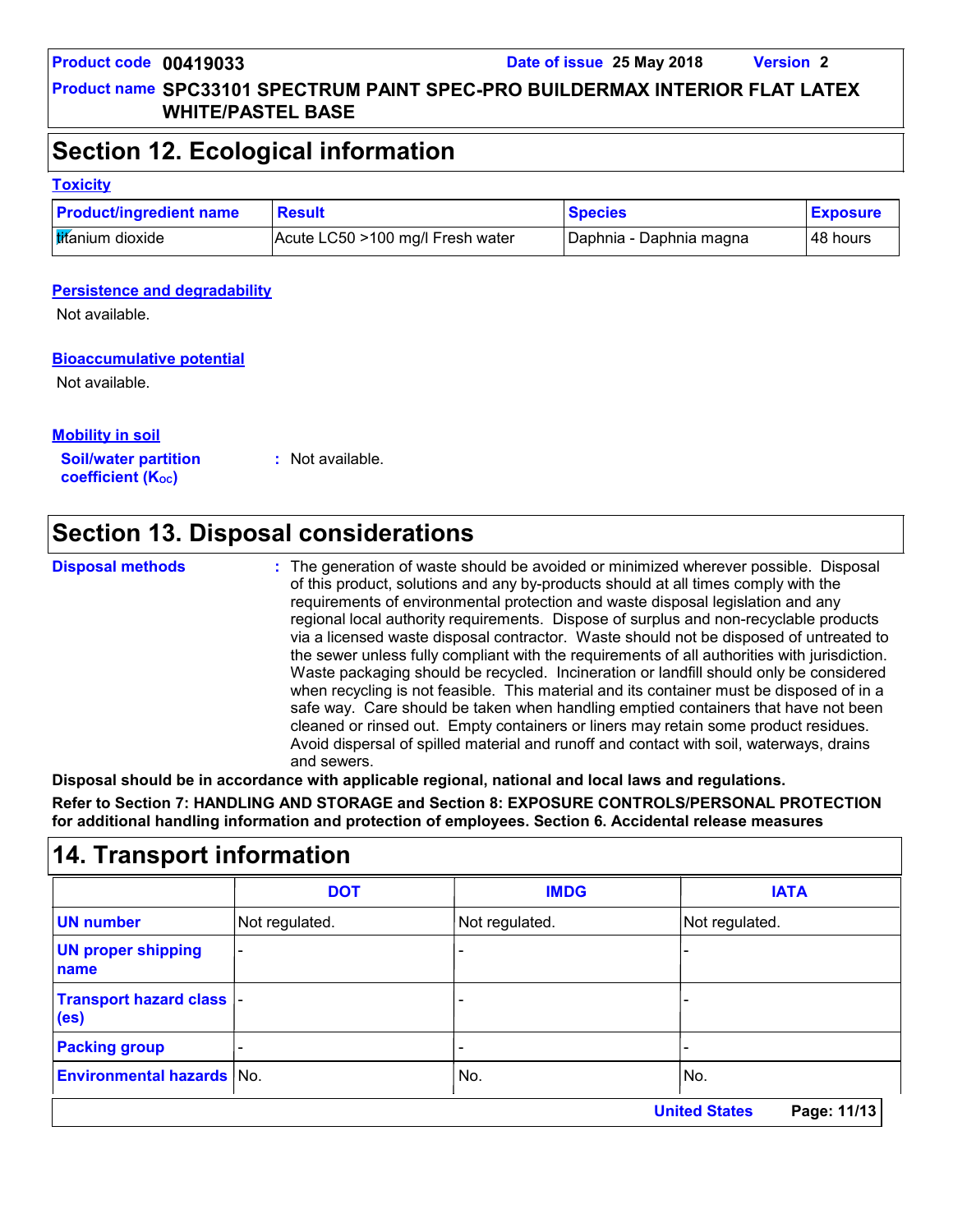## Section 12. Ecological information

### Toxicity

| Product/ingredient name | Result | Species | Exposure |
|---|---|---|---|
| titanium dioxide | Acute LC50 >100 mg/l Fresh water | Daphnia - Daphnia magna | 48 hours |

### Persistence and degradability

Not available.

### Bioaccumulative potential

Not available.

### Mobility in soil

**Soil/water partition coefficient ($K_{OC}$)** : Not available.

## Section 13. Disposal considerations

**Disposal methods** : The generation of waste should be avoided or minimized wherever possible. Disposal of this product, solutions and any by-products should at all times comply with the requirements of environmental protection and waste disposal legislation and any regional local authority requirements. Dispose of surplus and non-recyclable products via a licensed waste disposal contractor. Waste should not be disposed of untreated to the sewer unless fully compliant with the requirements of all authorities with jurisdiction. Waste packaging should be recycled. Incineration or landfill should only be considered when recycling is not feasible. This material and its container must be disposed of in a safe way. Care should be taken when handling emptied containers that have not been cleaned or rinsed out. Empty containers or liners may retain some product residues. Avoid dispersal of spilled material and runoff and contact with soil, waterways, drains and sewers.

**Disposal should be in accordance with applicable regional, national and local laws and regulations.**

**Refer to Section 7: HANDLING AND STORAGE and Section 8: EXPOSURE CONTROLS/PERSONAL PROTECTION for additional handling information and protection of employees. Section 6. Accidental release measures**

## 14. Transport information

| | DOT | IMDG | IATA |
|---|---|---|---|
| UN number | Not regulated. | Not regulated. | Not regulated. |
| UN proper shipping name | - | - | - |
| Transport hazard class (es) | - | - | - |
| Packing group | - | - | - |
| Environmental hazards | No. | No. | No. |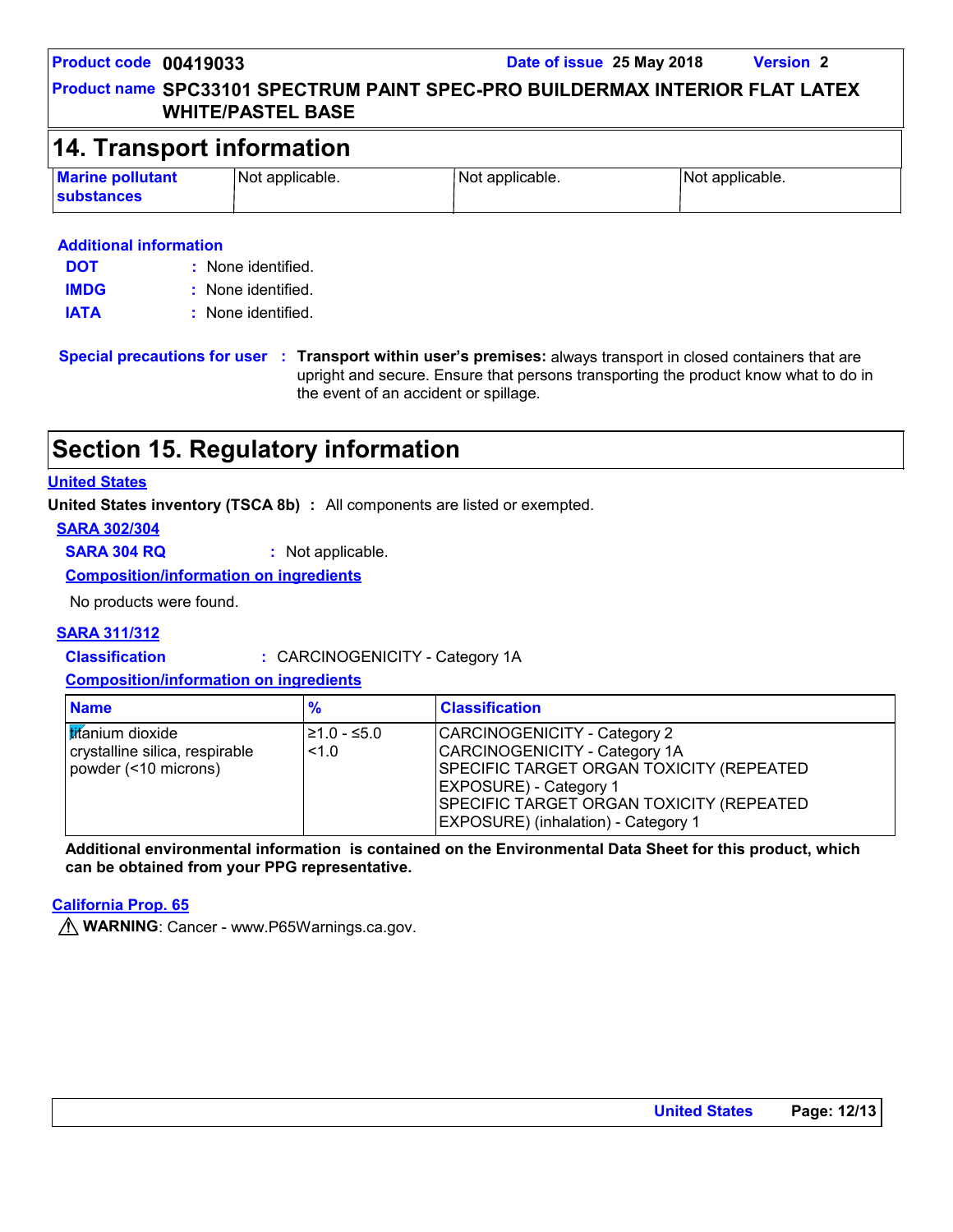## 14. Transport information

| Marine pollutant substances | Not applicable. | Not applicable. | Not applicable. |
|---|---|---|---|

**Additional information**

**DOT** : None identified.
**IMDG** : None identified.
**IATA** : None identified.

**Special precautions for user** : **Transport within user's premises:** always transport in closed containers that are upright and secure. Ensure that persons transporting the product know what to do in the event of an accident or spillage.

## Section 15. Regulatory information

**United States**

**United States inventory (TSCA 8b)** : All components are listed or exempted.

**SARA 302/304**

**SARA 304 RQ** : Not applicable.

**Composition/information on ingredients**

No products were found.

**SARA 311/312**

**Classification** : CARCINOGENICITY - Category 1A

**Composition/information on ingredients**

| Name | % | Classification |
|---|---|---|
| titanium dioxide | ≥1.0 - ≤5.0 | CARCINOGENICITY - Category 2 |
| crystalline silica, respirable powder (<10 microns) | <1.0 | CARCINOGENICITY - Category 1A<br>SPECIFIC TARGET ORGAN TOXICITY (REPEATED EXPOSURE) - Category 1<br>SPECIFIC TARGET ORGAN TOXICITY (REPEATED EXPOSURE) (inhalation) - Category 1 |

**Additional environmental information is contained on the Environmental Data Sheet for this product, which can be obtained from your PPG representative.**

**California Prop. 65**

⚠ **WARNING**: Cancer - www.P65Warnings.ca.gov.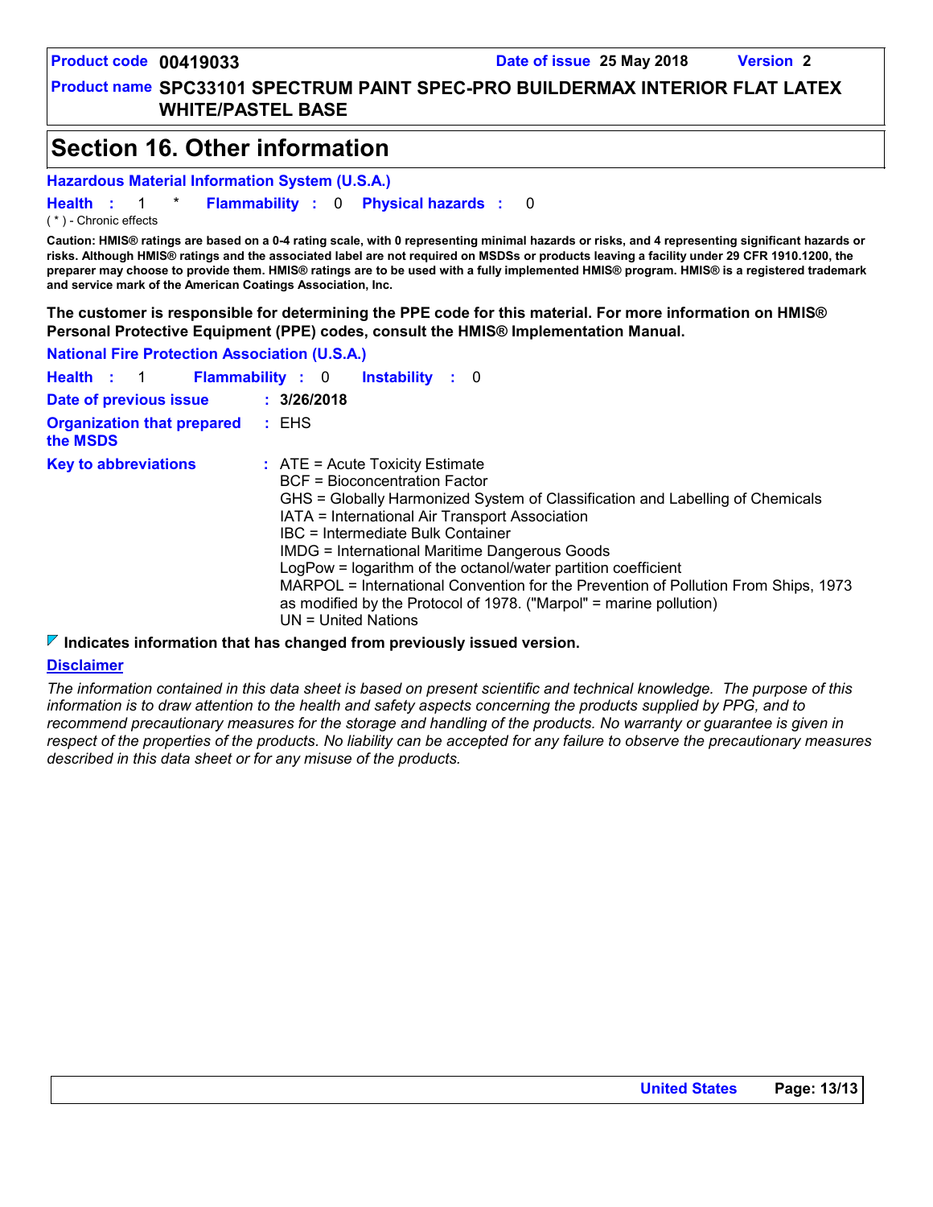# Section 16. Other information

**Hazardous Material Information System (U.S.A.)**

**Health** : 1 * **Flammability** : 0 **Physical hazards** : 0

( * ) - Chronic effects

**Caution: HMIS® ratings are based on a 0-4 rating scale, with 0 representing minimal hazards or risks, and 4 representing significant hazards or risks. Although HMIS® ratings and the associated label are not required on MSDSs or products leaving a facility under 29 CFR 1910.1200, the preparer may choose to provide them. HMIS® ratings are to be used with a fully implemented HMIS® program. HMIS® is a registered trademark and service mark of the American Coatings Association, Inc.**

**The customer is responsible for determining the PPE code for this material. For more information on HMIS® Personal Protective Equipment (PPE) codes, consult the HMIS® Implementation Manual.**

**National Fire Protection Association (U.S.A.)**

**Health** : 1 **Flammability** : 0 **Instability** : 0

**Date of previous issue** : **3/26/2018**

**Organization that prepared the MSDS** : EHS

**Key to abbreviations** :
ATE = Acute Toxicity Estimate
BCF = Bioconcentration Factor
GHS = Globally Harmonized System of Classification and Labelling of Chemicals
IATA = International Air Transport Association
IBC = Intermediate Bulk Container
IMDG = International Maritime Dangerous Goods
LogPow = logarithm of the octanol/water partition coefficient
MARPOL = International Convention for the Prevention of Pollution From Ships, 1973 as modified by the Protocol of 1978. ("Marpol" = marine pollution)
UN = United Nations

**Indicates information that has changed from previously issued version.**

**Disclaimer**

*The information contained in this data sheet is based on present scientific and technical knowledge. The purpose of this information is to draw attention to the health and safety aspects concerning the products supplied by PPG, and to recommend precautionary measures for the storage and handling of the products. No warranty or guarantee is given in respect of the properties of the products. No liability can be accepted for any failure to observe the precautionary measures described in this data sheet or for any misuse of the products.*